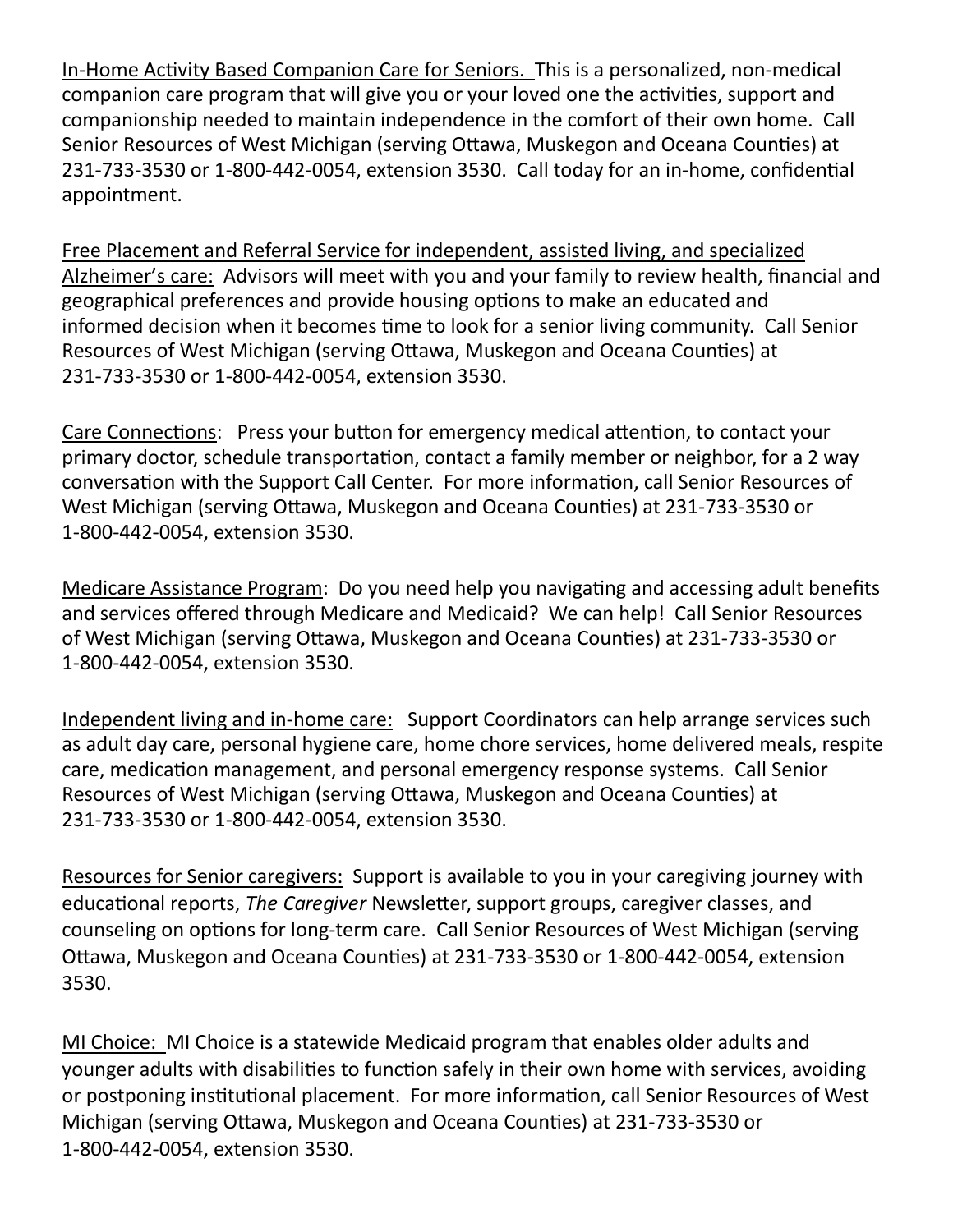<u>In-Home Activity Based Companion Care for Seniors.</u> This is a personalized, non-medical companion care program that will give you or your loved one the activities, support and companionship needed to maintain independence in the comfort of their own home. Call Senior Resources of West Michigan (serving Ottawa, Muskegon and Oceana Counties) at 231-733-3530 or 1-800-442-0054, extension 3530. Call today for an in-home, confidential appointment.

<u>Free Placement and Referral Service for independent, assisted living, and specialized Alzheimer's care:</u> Advisors will meet with you and your family to review health, financial and geographical preferences and provide housing options to make an educated and informed decision when it becomes time to look for a senior living community. Call Senior Resources of West Michigan (serving Ottawa, Muskegon and Oceana Counties) at 231-733-3530 or 1-800-442-0054, extension 3530.

<u>Care Connections</u>: Press your button for emergency medical attention, to contact your primary doctor, schedule transportation, contact a family member or neighbor, for a 2 way conversation with the Support Call Center. For more information, call Senior Resources of West Michigan (serving Ottawa, Muskegon and Oceana Counties) at 231-733-3530 or 1-800-442-0054, extension 3530.

<u>Medicare Assistance Program</u>: Do you need help you navigating and accessing adult benefits and services offered through Medicare and Medicaid? We can help! Call Senior Resources of West Michigan (serving Ottawa, Muskegon and Oceana Counties) at 231-733-3530 or 1-800-442-0054, extension 3530.

<u>Independent living and in-home care:</u> Support Coordinators can help arrange services such as adult day care, personal hygiene care, home chore services, home delivered meals, respite care, medication management, and personal emergency response systems. Call Senior Resources of West Michigan (serving Ottawa, Muskegon and Oceana Counties) at 231-733-3530 or 1-800-442-0054, extension 3530.

<u>Resources for Senior caregivers:</u> Support is available to you in your caregiving journey with educational reports, *The Caregiver* Newsletter, support groups, caregiver classes, and counseling on options for long-term care. Call Senior Resources of West Michigan (serving Ottawa, Muskegon and Oceana Counties) at 231-733-3530 or 1-800-442-0054, extension 3530.

<u>MI Choice:</u> MI Choice is a statewide Medicaid program that enables older adults and younger adults with disabilities to function safely in their own home with services, avoiding or postponing institutional placement. For more information, call Senior Resources of West Michigan (serving Ottawa, Muskegon and Oceana Counties) at 231-733-3530 or 1-800-442-0054, extension 3530.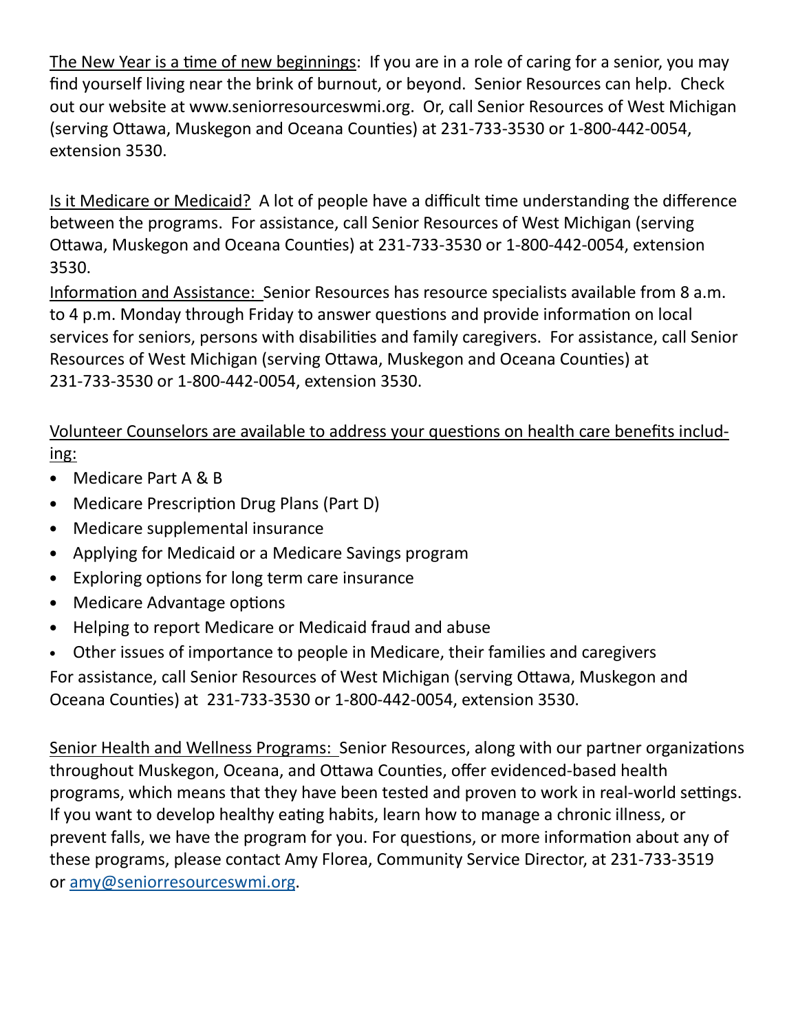The New Year is a time of new beginnings:  If you are in a role of caring for a senior, you may find yourself living near the brink of burnout, or beyond.  Senior Resources can help.  Check out our website at www.seniorresourceswmi.org.  Or, call Senior Resources of West Michigan (serving Ottawa, Muskegon and Oceana Counties) at 231-733-3530 or 1-800-442-0054, extension 3530.

Is it Medicare or Medicaid?  A lot of people have a difficult time understanding the difference between the programs.  For assistance, call Senior Resources of West Michigan (serving Ottawa, Muskegon and Oceana Counties) at 231-733-3530 or 1-800-442-0054, extension 3530.

Information and Assistance:  Senior Resources has resource specialists available from 8 a.m. to 4 p.m. Monday through Friday to answer questions and provide information on local services for seniors, persons with disabilities and family caregivers.  For assistance, call Senior Resources of West Michigan (serving Ottawa, Muskegon and Oceana Counties) at 231-733-3530 or 1-800-442-0054, extension 3530.

Volunteer Counselors are available to address your questions on health care benefits including:

- Medicare Part A & B
- Medicare Prescription Drug Plans (Part D)
- Medicare supplemental insurance
- Applying for Medicaid or a Medicare Savings program
- Exploring options for long term care insurance
- Medicare Advantage options
- Helping to report Medicare or Medicaid fraud and abuse
- Other issues of importance to people in Medicare, their families and caregivers

For assistance, call Senior Resources of West Michigan (serving Ottawa, Muskegon and Oceana Counties) at  231-733-3530 or 1-800-442-0054, extension 3530.

Senior Health and Wellness Programs:  Senior Resources, along with our partner organizations throughout Muskegon, Oceana, and Ottawa Counties, offer evidenced-based health programs, which means that they have been tested and proven to work in real-world settings. If you want to develop healthy eating habits, learn how to manage a chronic illness, or prevent falls, we have the program for you. For questions, or more information about any of these programs, please contact Amy Florea, Community Service Director, at 231-733-3519 or amy@seniorresourceswmi.org.